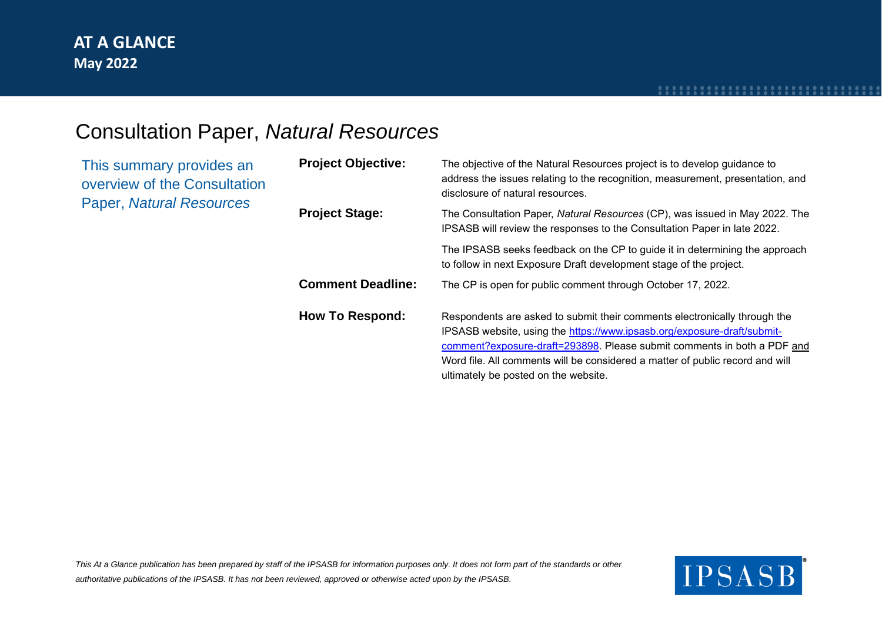**AT A GLANCE**
**May 2022**

# Consultation Paper, *Natural Resources*

This summary provides an overview of the Consultation Paper, *Natural Resources*

**Project Objective:** The objective of the Natural Resources project is to develop guidance to address the issues relating to the recognition, measurement, presentation, and disclosure of natural resources.

**Project Stage:** The Consultation Paper, *Natural Resources* (CP), was issued in May 2022. The IPSASB will review the responses to the Consultation Paper in late 2022.

The IPSASB seeks feedback on the CP to guide it in determining the approach to follow in next Exposure Draft development stage of the project.

**Comment Deadline:** The CP is open for public comment through October 17, 2022.

**How To Respond:** Respondents are asked to submit their comments electronically through the IPSASB website, using the [https://www.ipsasb.org/exposure-draft/submit-comment?exposure-draft=293898](https://www.ipsasb.org/exposure-draft/submit-comment?exposure-draft=293898). Please submit comments in both a PDF and Word file. All comments will be considered a matter of public record and will ultimately be posted on the website.

*This At a Glance publication has been prepared by staff of the IPSASB for information purposes only. It does not form part of the standards or other authoritative publications of the IPSASB. It has not been reviewed, approved or otherwise acted upon by the IPSASB.*

IPSASB®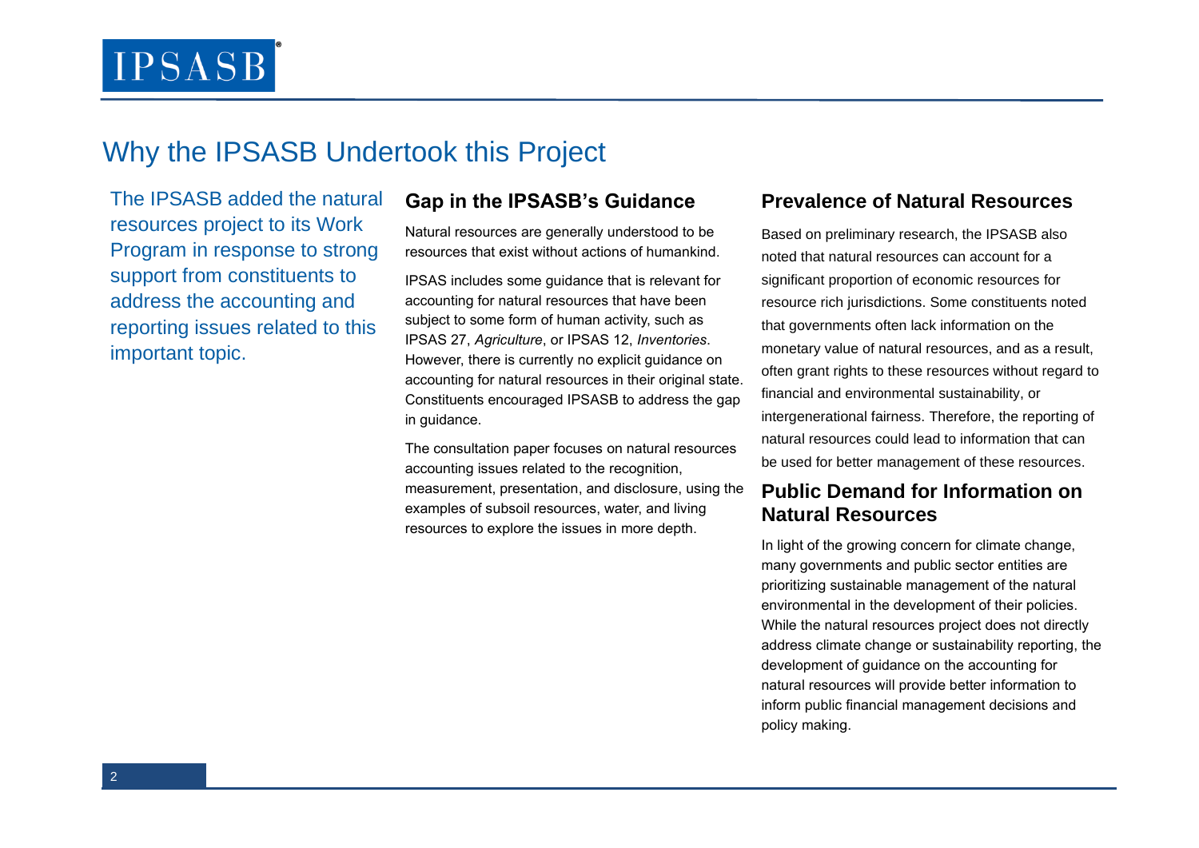# Why the IPSASB Undertook this Project

The IPSASB added the natural resources project to its Work Program in response to strong support from constituents to address the accounting and reporting issues related to this important topic.

## Gap in the IPSASB's Guidance

Natural resources are generally understood to be resources that exist without actions of humankind.

IPSAS includes some guidance that is relevant for accounting for natural resources that have been subject to some form of human activity, such as IPSAS 27, *Agriculture*, or IPSAS 12, *Inventories*. However, there is currently no explicit guidance on accounting for natural resources in their original state. Constituents encouraged IPSASB to address the gap in guidance.

The consultation paper focuses on natural resources accounting issues related to the recognition, measurement, presentation, and disclosure, using the examples of subsoil resources, water, and living resources to explore the issues in more depth.

## Prevalence of Natural Resources

Based on preliminary research, the IPSASB also noted that natural resources can account for a significant proportion of economic resources for resource rich jurisdictions. Some constituents noted that governments often lack information on the monetary value of natural resources, and as a result, often grant rights to these resources without regard to financial and environmental sustainability, or intergenerational fairness. Therefore, the reporting of natural resources could lead to information that can be used for better management of these resources.

## Public Demand for Information on Natural Resources

In light of the growing concern for climate change, many governments and public sector entities are prioritizing sustainable management of the natural environmental in the development of their policies. While the natural resources project does not directly address climate change or sustainability reporting, the development of guidance on the accounting for natural resources will provide better information to inform public financial management decisions and policy making.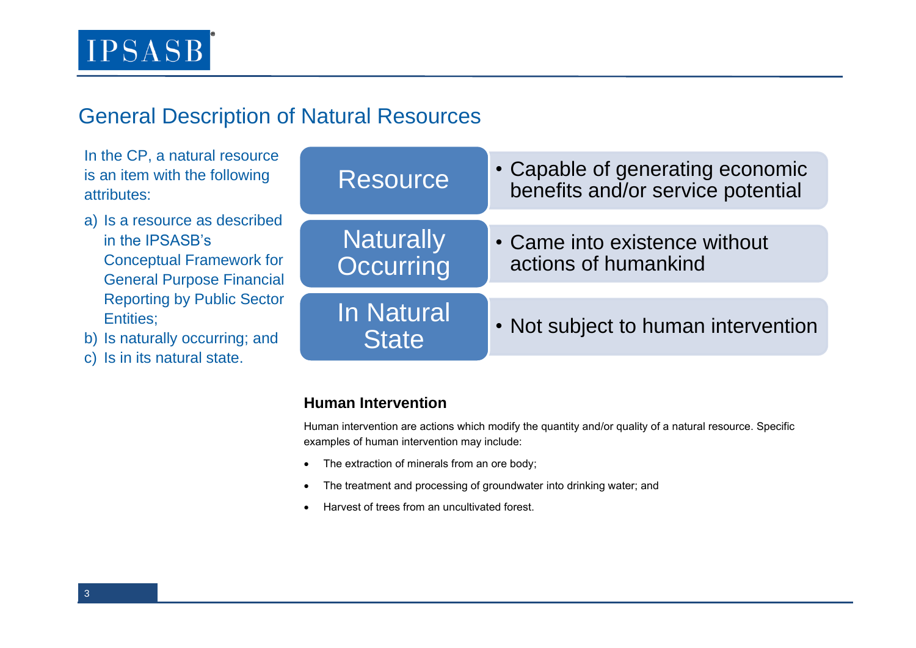## General Description of Natural Resources

In the CP, a natural resource is an item with the following attributes:

a) Is a resource as described in the IPSASB's Conceptual Framework for General Purpose Financial Reporting by Public Sector Entities;
b) Is naturally occurring; and
c) Is in its natural state.

| | |
|---|---|
| Resource | • Capable of generating economic benefits and/or service potential |
| Naturally Occurring | • Came into existence without actions of humankind |
| In Natural State | • Not subject to human intervention |

**Human Intervention**

Human intervention are actions which modify the quantity and/or quality of a natural resource. Specific examples of human intervention may include:

- The extraction of minerals from an ore body;
- The treatment and processing of groundwater into drinking water; and
- Harvest of trees from an uncultivated forest.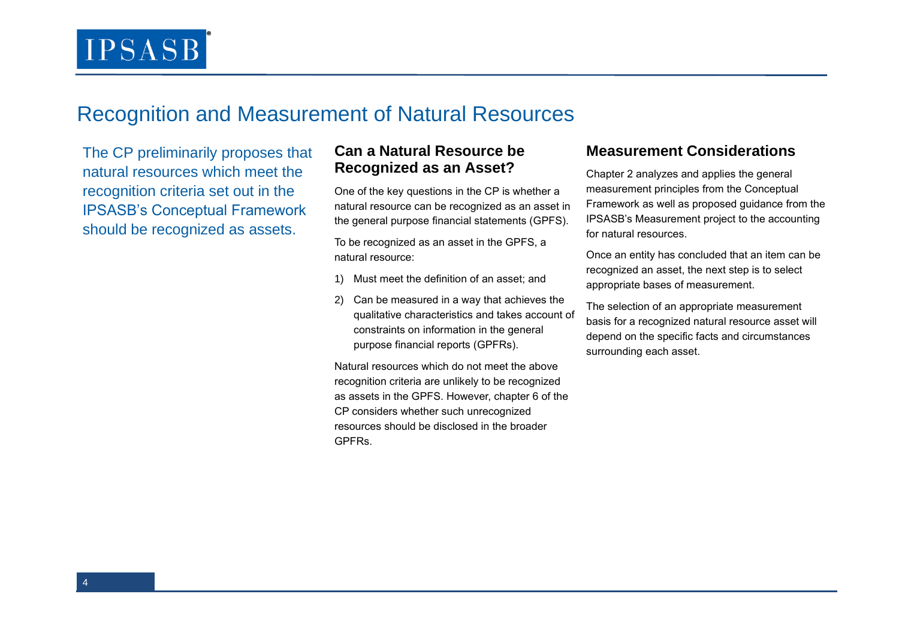# Recognition and Measurement of Natural Resources

The CP preliminarily proposes that natural resources which meet the recognition criteria set out in the IPSASB's Conceptual Framework should be recognized as assets.

## Can a Natural Resource be Recognized as an Asset?

One of the key questions in the CP is whether a natural resource can be recognized as an asset in the general purpose financial statements (GPFS).

To be recognized as an asset in the GPFS, a natural resource:

1) Must meet the definition of an asset; and
2) Can be measured in a way that achieves the qualitative characteristics and takes account of constraints on information in the general purpose financial reports (GPFRs).

Natural resources which do not meet the above recognition criteria are unlikely to be recognized as assets in the GPFS. However, chapter 6 of the CP considers whether such unrecognized resources should be disclosed in the broader GPFRs.

## Measurement Considerations

Chapter 2 analyzes and applies the general measurement principles from the Conceptual Framework as well as proposed guidance from the IPSASB's Measurement project to the accounting for natural resources.

Once an entity has concluded that an item can be recognized an asset, the next step is to select appropriate bases of measurement.

The selection of an appropriate measurement basis for a recognized natural resource asset will depend on the specific facts and circumstances surrounding each asset.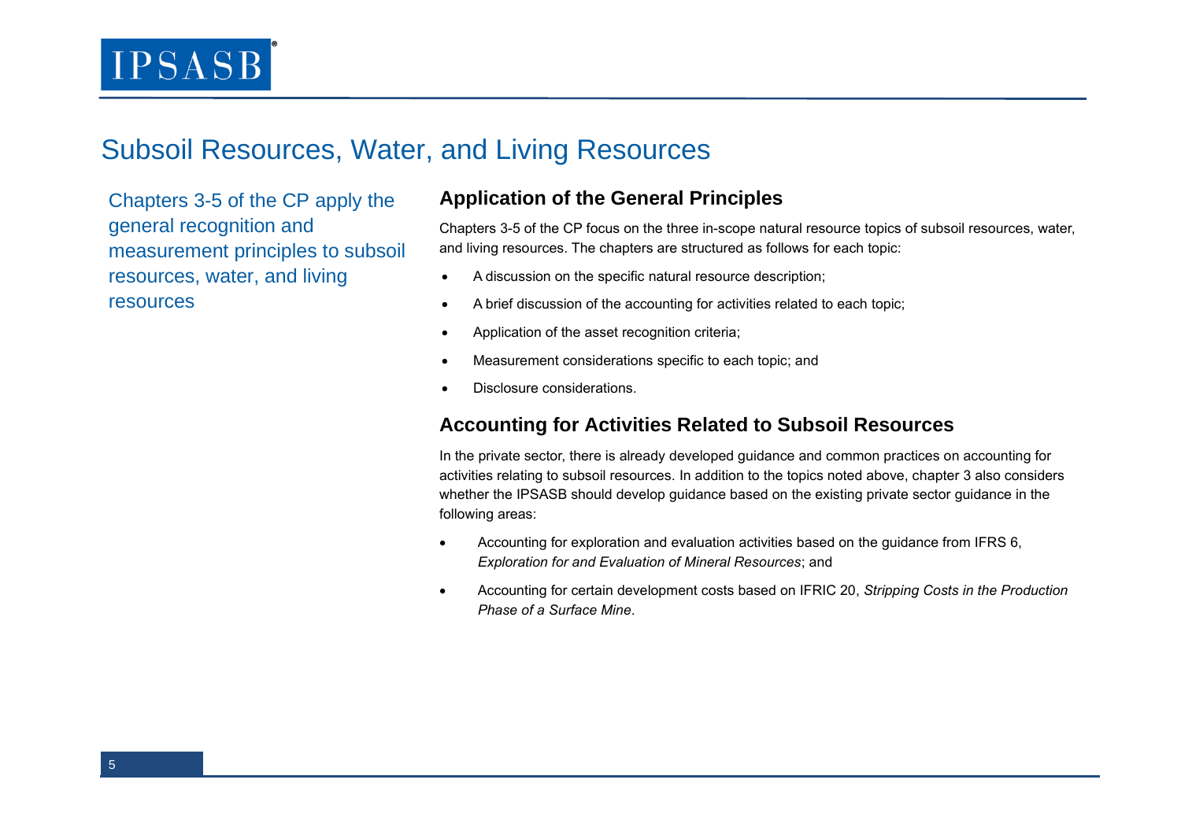# Subsoil Resources, Water, and Living Resources

Chapters 3-5 of the CP apply the general recognition and measurement principles to subsoil resources, water, and living resources

## Application of the General Principles

Chapters 3-5 of the CP focus on the three in-scope natural resource topics of subsoil resources, water, and living resources. The chapters are structured as follows for each topic:

- A discussion on the specific natural resource description;
- A brief discussion of the accounting for activities related to each topic;
- Application of the asset recognition criteria;
- Measurement considerations specific to each topic; and
- Disclosure considerations.

## Accounting for Activities Related to Subsoil Resources

In the private sector, there is already developed guidance and common practices on accounting for activities relating to subsoil resources. In addition to the topics noted above, chapter 3 also considers whether the IPSASB should develop guidance based on the existing private sector guidance in the following areas:

- Accounting for exploration and evaluation activities based on the guidance from IFRS 6, *Exploration for and Evaluation of Mineral Resources*; and
- Accounting for certain development costs based on IFRIC 20, *Stripping Costs in the Production Phase of a Surface Mine*.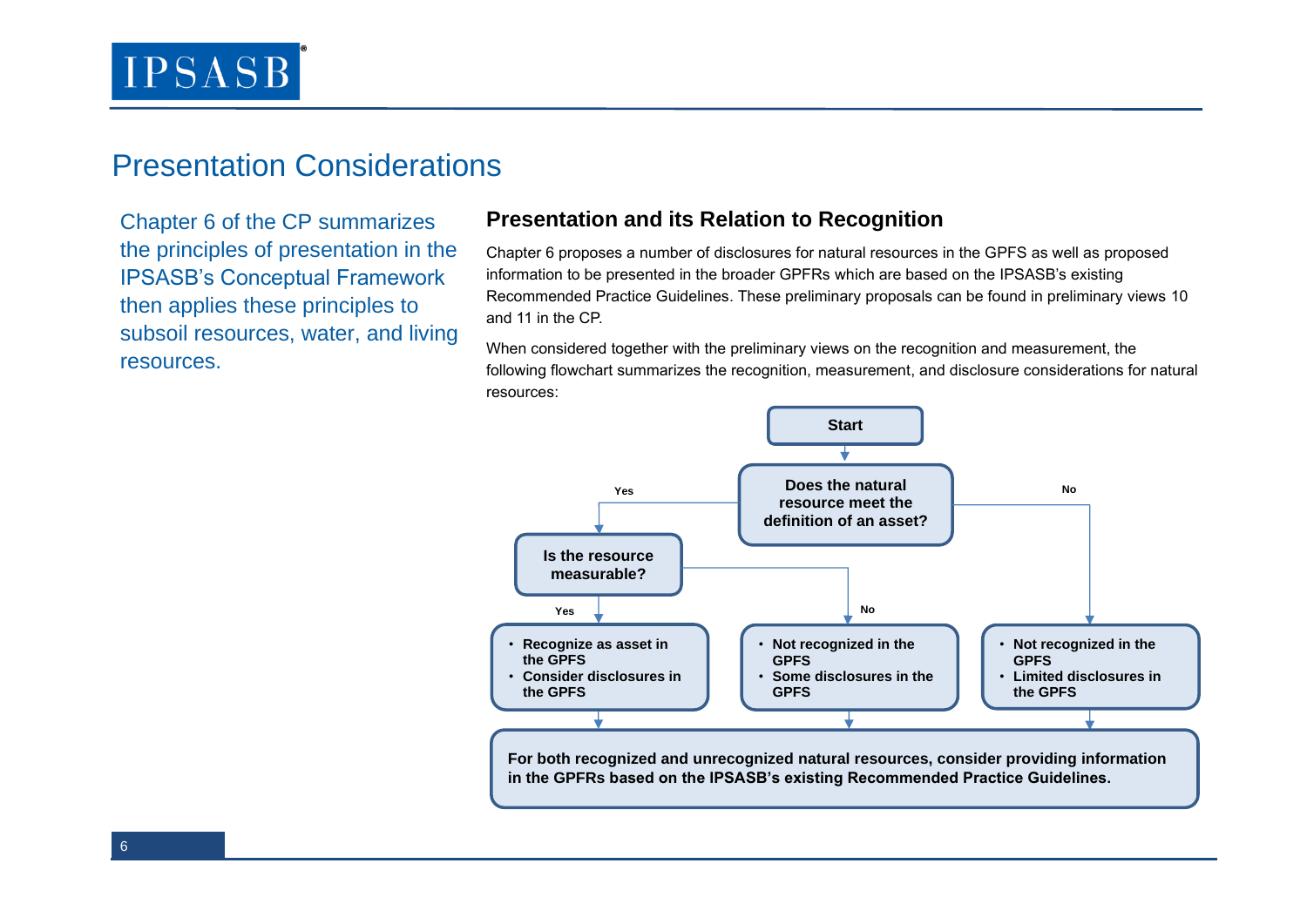# Presentation Considerations

Chapter 6 of the CP summarizes the principles of presentation in the IPSASB's Conceptual Framework then applies these principles to subsoil resources, water, and living resources.

## Presentation and its Relation to Recognition

Chapter 6 proposes a number of disclosures for natural resources in the GPFS as well as proposed information to be presented in the broader GPFRs which are based on the IPSASB's existing Recommended Practice Guidelines. These preliminary proposals can be found in preliminary views 10 and 11 in the CP.

When considered together with the preliminary views on the recognition and measurement, the following flowchart summarizes the recognition, measurement, and disclosure considerations for natural resources:

**Start**

**Does the natural resource meet the definition of an asset?**

- **Yes** → **Is the resource measurable?**
  - **Yes** →
    - Recognize as asset in the GPFS
    - Consider disclosures in the GPFS
  - **No** →
    - Not recognized in the GPFS
    - Some disclosures in the GPFS
- **No** →
  - Not recognized in the GPFS
  - Limited disclosures in the GPFS

**For both recognized and unrecognized natural resources, consider providing information in the GPFRs based on the IPSASB's existing Recommended Practice Guidelines.**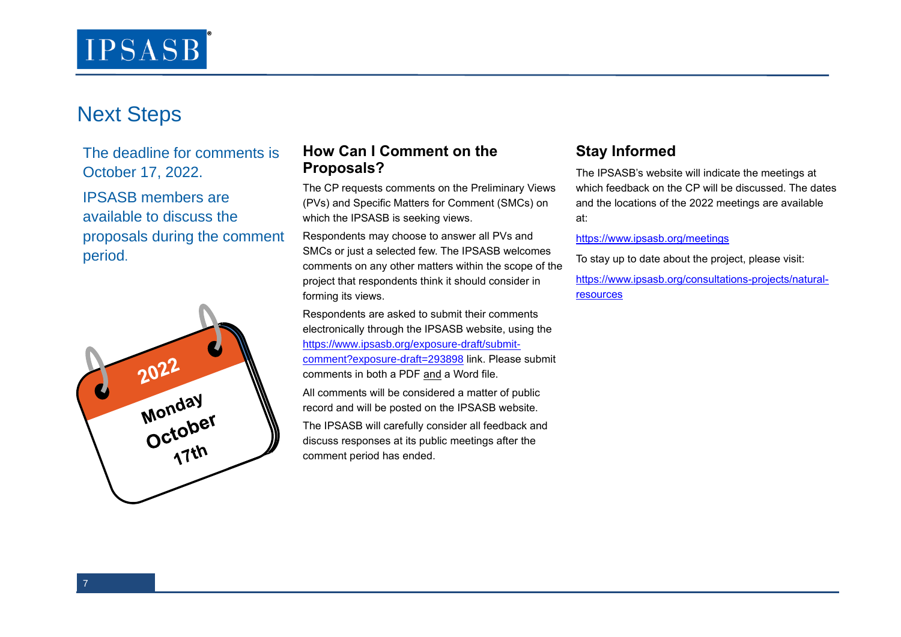# Next Steps

The deadline for comments is October 17, 2022.

IPSASB members are available to discuss the proposals during the comment period.

2022
Monday
October
17th

## How Can I Comment on the Proposals?

The CP requests comments on the Preliminary Views (PVs) and Specific Matters for Comment (SMCs) on which the IPSASB is seeking views.

Respondents may choose to answer all PVs and SMCs or just a selected few. The IPSASB welcomes comments on any other matters within the scope of the project that respondents think it should consider in forming its views.

Respondents are asked to submit their comments electronically through the IPSASB website, using the https://www.ipsasb.org/exposure-draft/submit-comment?exposure-draft=293898 link. Please submit comments in both a PDF and a Word file.

All comments will be considered a matter of public record and will be posted on the IPSASB website.

The IPSASB will carefully consider all feedback and discuss responses at its public meetings after the comment period has ended.

## Stay Informed

The IPSASB's website will indicate the meetings at which feedback on the CP will be discussed. The dates and the locations of the 2022 meetings are available at:

https://www.ipsasb.org/meetings

To stay up to date about the project, please visit:

https://www.ipsasb.org/consultations-projects/natural-resources